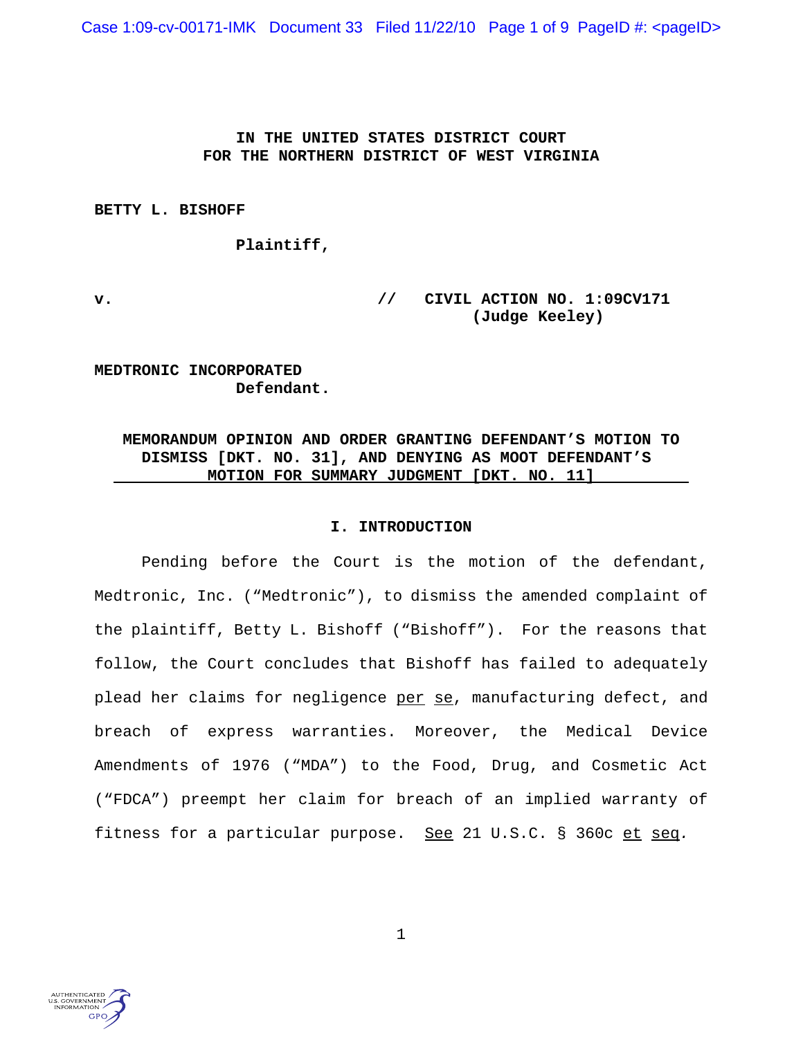**IN THE UNITED STATES DISTRICT COURT**
**FOR THE NORTHERN DISTRICT OF WEST VIRGINIA**

**BETTY L. BISHOFF**

**Plaintiff,**

**v. // CIVIL ACTION NO. 1:09CV171**
**(Judge Keeley)**

**MEDTRONIC INCORPORATED**
**Defendant.**

**MEMORANDUM OPINION AND ORDER GRANTING DEFENDANT'S MOTION TO DISMISS [DKT. NO. 31], AND DENYING AS MOOT DEFENDANT'S MOTION FOR SUMMARY JUDGMENT [DKT. NO. 11]**

## I. INTRODUCTION

Pending before the Court is the motion of the defendant, Medtronic, Inc. ("Medtronic"), to dismiss the amended complaint of the plaintiff, Betty L. Bishoff ("Bishoff"). For the reasons that follow, the Court concludes that Bishoff has failed to adequately plead her claims for negligence per se, manufacturing defect, and breach of express warranties. Moreover, the Medical Device Amendments of 1976 ("MDA") to the Food, Drug, and Cosmetic Act ("FDCA") preempt her claim for breach of an implied warranty of fitness for a particular purpose. See 21 U.S.C. § 360c et seq.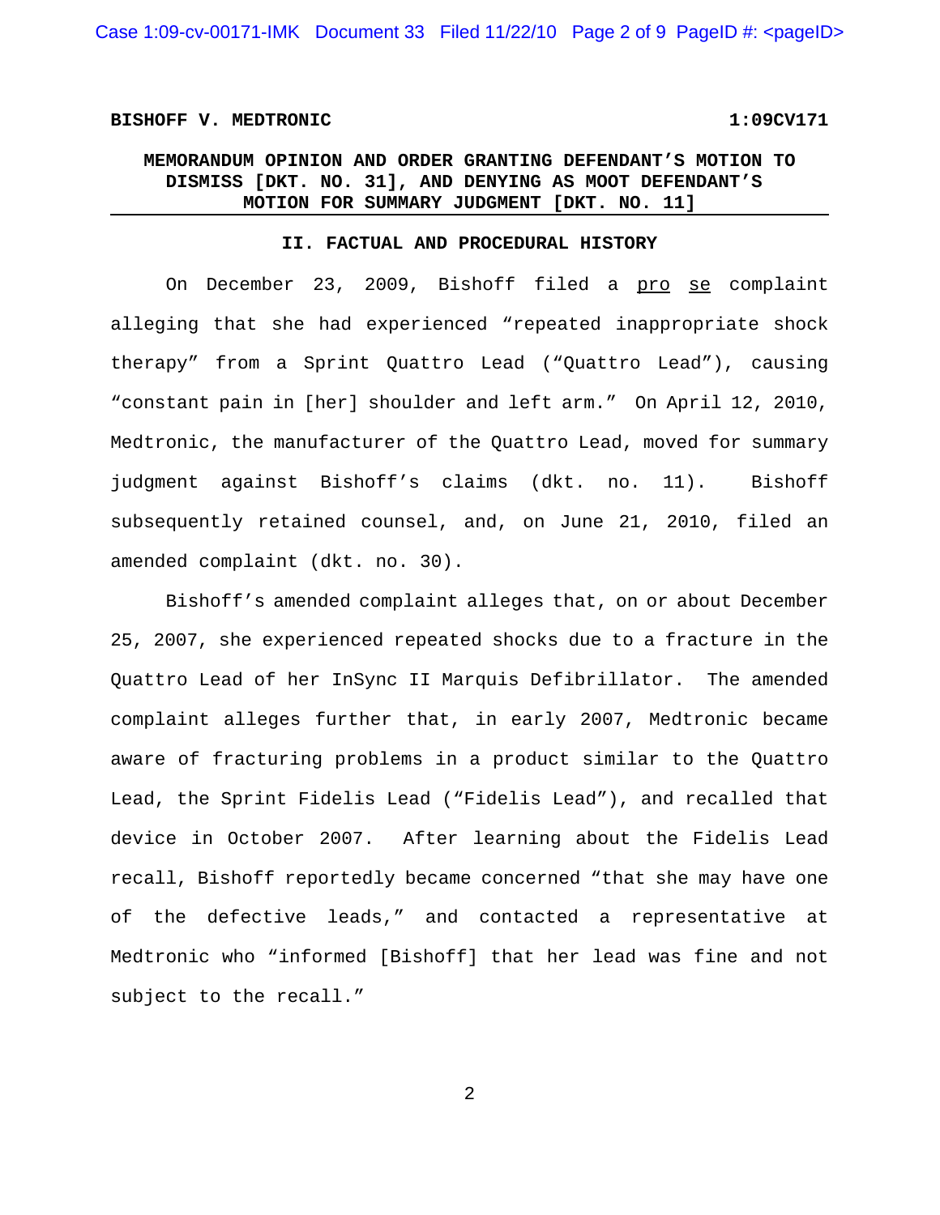## II. FACTUAL AND PROCEDURAL HISTORY

On December 23, 2009, Bishoff filed a *pro se* complaint alleging that she had experienced "repeated inappropriate shock therapy" from a Sprint Quattro Lead ("Quattro Lead"), causing "constant pain in [her] shoulder and left arm." On April 12, 2010, Medtronic, the manufacturer of the Quattro Lead, moved for summary judgment against Bishoff's claims (dkt. no. 11). Bishoff subsequently retained counsel, and, on June 21, 2010, filed an amended complaint (dkt. no. 30).

Bishoff's amended complaint alleges that, on or about December 25, 2007, she experienced repeated shocks due to a fracture in the Quattro Lead of her InSync II Marquis Defibrillator. The amended complaint alleges further that, in early 2007, Medtronic became aware of fracturing problems in a product similar to the Quattro Lead, the Sprint Fidelis Lead ("Fidelis Lead"), and recalled that device in October 2007. After learning about the Fidelis Lead recall, Bishoff reportedly became concerned "that she may have one of the defective leads," and contacted a representative at Medtronic who "informed [Bishoff] that her lead was fine and not subject to the recall."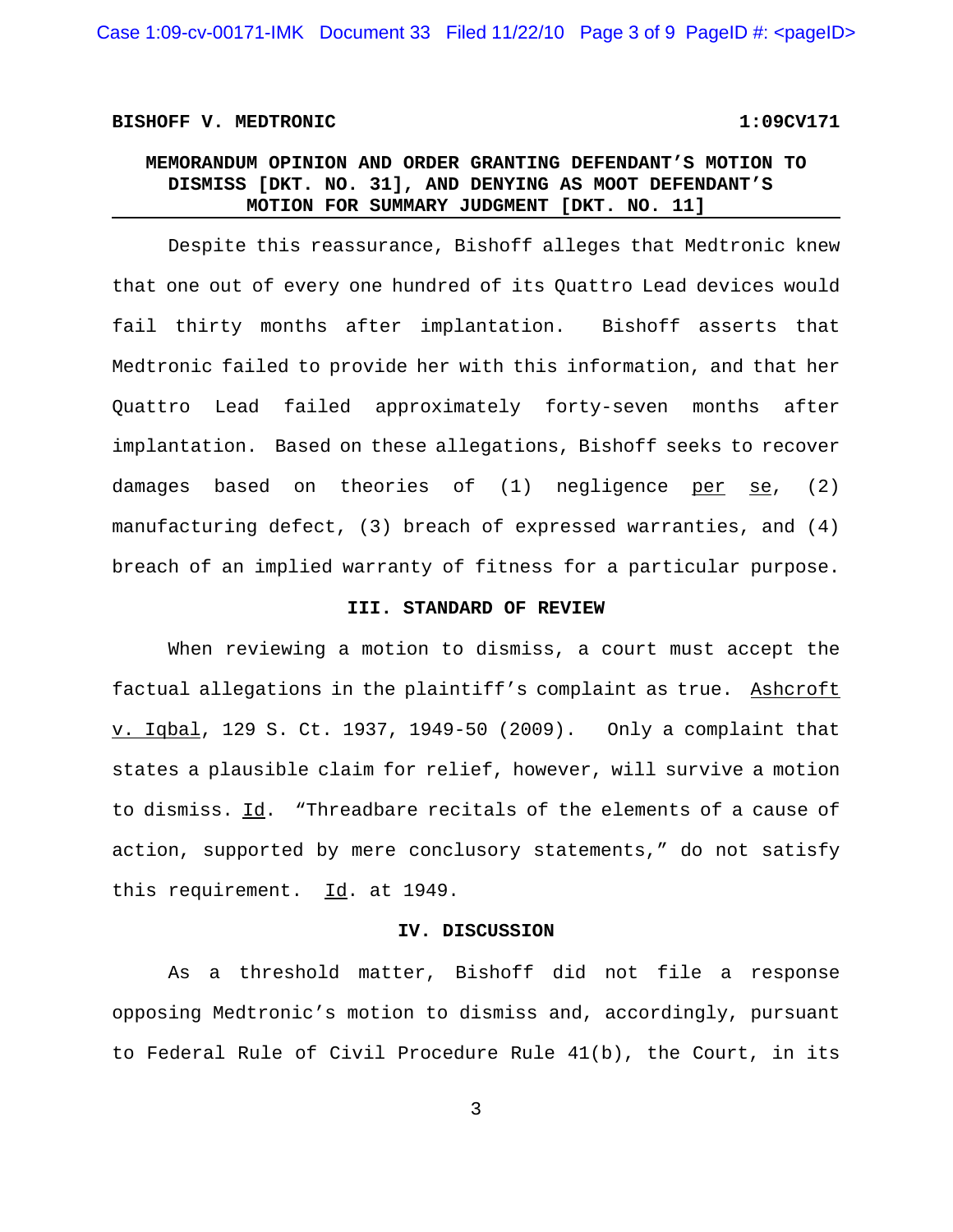Despite this reassurance, Bishoff alleges that Medtronic knew that one out of every one hundred of its Quattro Lead devices would fail thirty months after implantation. Bishoff asserts that Medtronic failed to provide her with this information, and that her Quattro Lead failed approximately forty-seven months after implantation. Based on these allegations, Bishoff seeks to recover damages based on theories of (1) negligence per se, (2) manufacturing defect, (3) breach of expressed warranties, and (4) breach of an implied warranty of fitness for a particular purpose.

### III. STANDARD OF REVIEW

When reviewing a motion to dismiss, a court must accept the factual allegations in the plaintiff's complaint as true. Ashcroft v. Iqbal, 129 S. Ct. 1937, 1949-50 (2009). Only a complaint that states a plausible claim for relief, however, will survive a motion to dismiss. Id. "Threadbare recitals of the elements of a cause of action, supported by mere conclusory statements," do not satisfy this requirement. Id. at 1949.

### IV. DISCUSSION

As a threshold matter, Bishoff did not file a response opposing Medtronic's motion to dismiss and, accordingly, pursuant to Federal Rule of Civil Procedure Rule 41(b), the Court, in its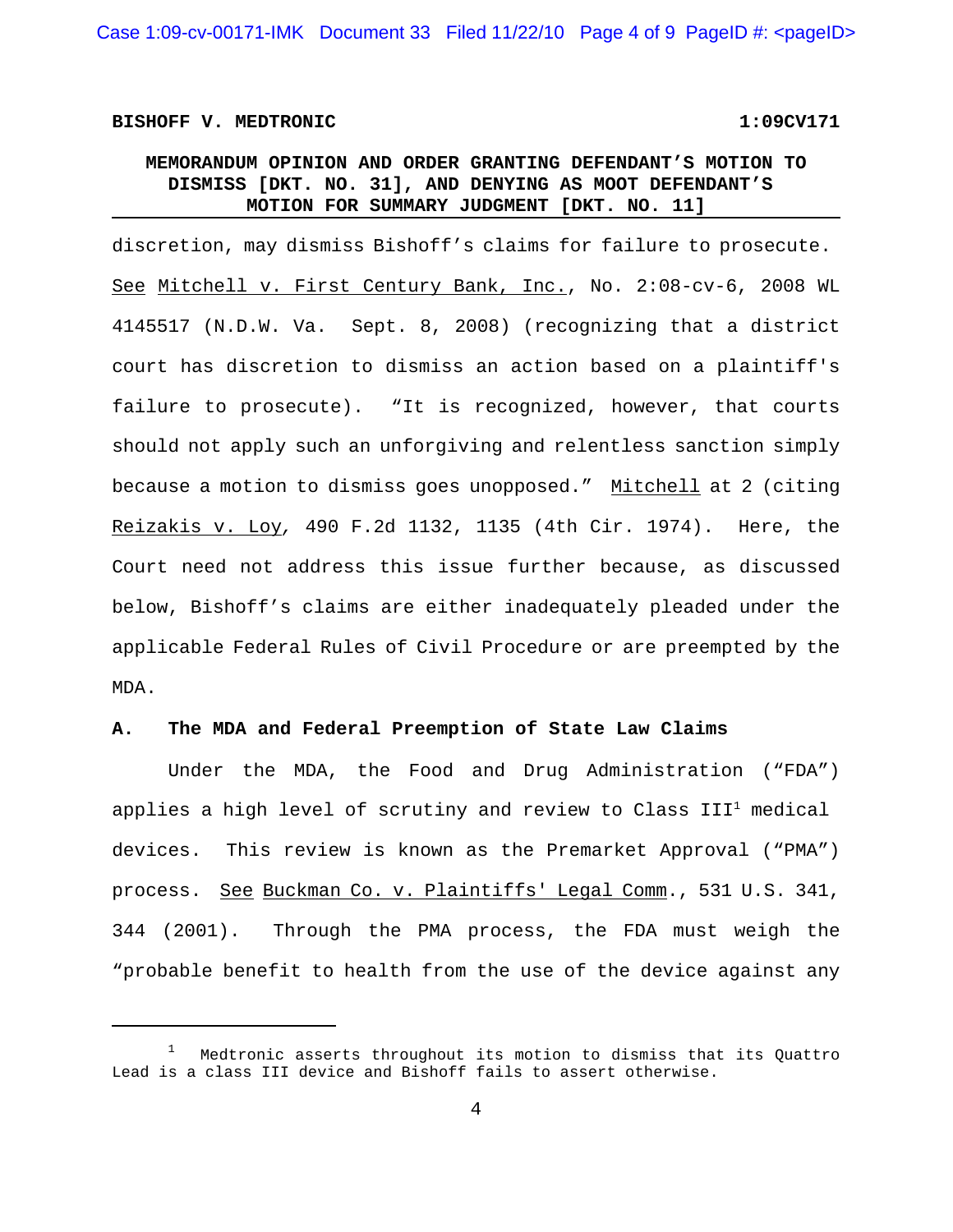discretion, may dismiss Bishoff's claims for failure to prosecute. See Mitchell v. First Century Bank, Inc., No. 2:08-cv-6, 2008 WL 4145517 (N.D.W. Va. Sept. 8, 2008) (recognizing that a district court has discretion to dismiss an action based on a plaintiff's failure to prosecute). "It is recognized, however, that courts should not apply such an unforgiving and relentless sanction simply because a motion to dismiss goes unopposed." Mitchell at 2 (citing Reizakis v. Loy, 490 F.2d 1132, 1135 (4th Cir. 1974). Here, the Court need not address this issue further because, as discussed below, Bishoff's claims are either inadequately pleaded under the applicable Federal Rules of Civil Procedure or are preempted by the MDA.

**A. The MDA and Federal Preemption of State Law Claims**

Under the MDA, the Food and Drug Administration ("FDA") applies a high level of scrutiny and review to Class III[1] medical devices. This review is known as the Premarket Approval ("PMA") process. See Buckman Co. v. Plaintiffs' Legal Comm., 531 U.S. 341, 344 (2001). Through the PMA process, the FDA must weigh the "probable benefit to health from the use of the device against any

[1] Medtronic asserts throughout its motion to dismiss that its Quattro Lead is a class III device and Bishoff fails to assert otherwise.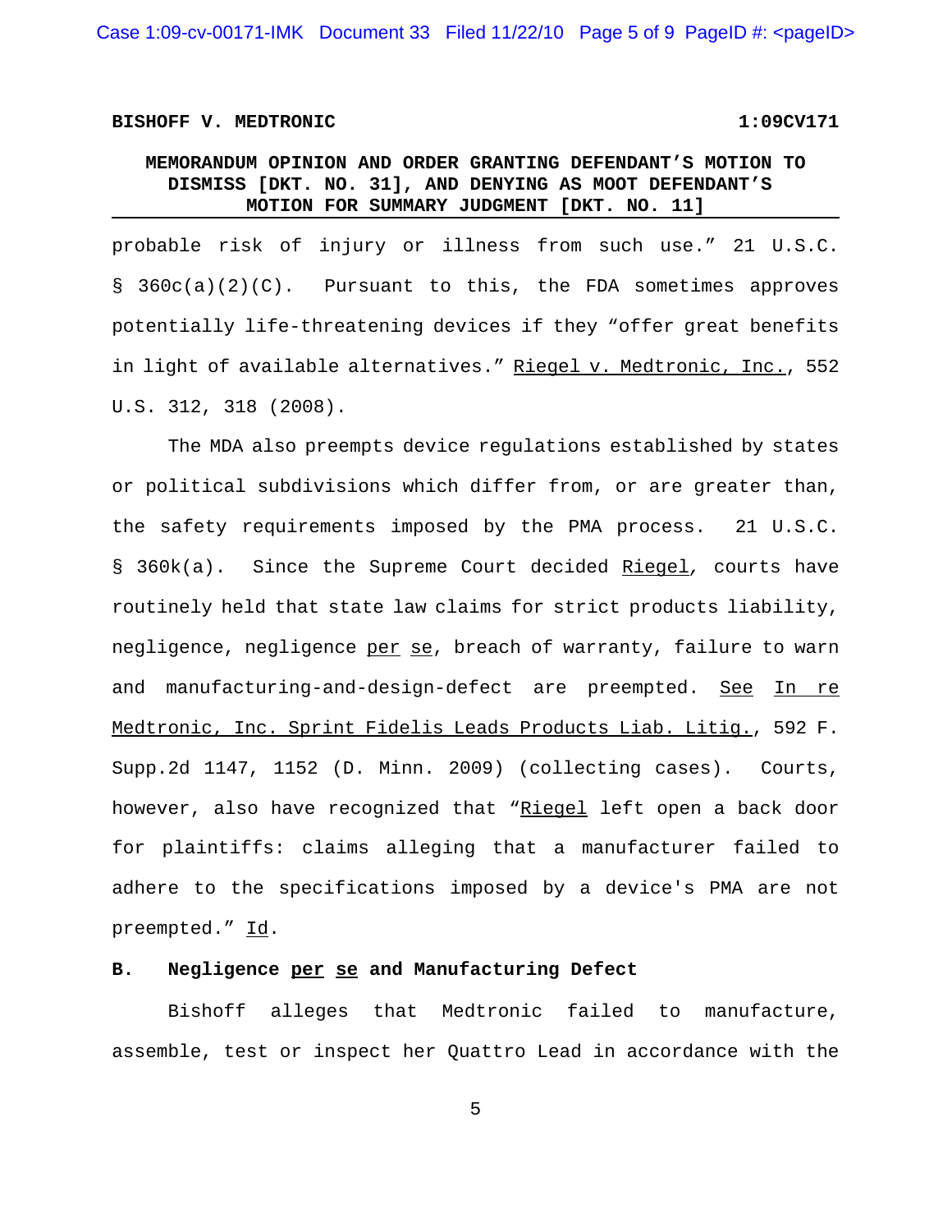probable risk of injury or illness from such use." 21 U.S.C. § 360c(a)(2)(C). Pursuant to this, the FDA sometimes approves potentially life-threatening devices if they "offer great benefits in light of available alternatives." Riegel v. Medtronic, Inc., 552 U.S. 312, 318 (2008).

The MDA also preempts device regulations established by states or political subdivisions which differ from, or are greater than, the safety requirements imposed by the PMA process. 21 U.S.C. § 360k(a). Since the Supreme Court decided Riegel, courts have routinely held that state law claims for strict products liability, negligence, negligence per se, breach of warranty, failure to warn and manufacturing-and-design-defect are preempted. See In re Medtronic, Inc. Sprint Fidelis Leads Products Liab. Litig., 592 F. Supp.2d 1147, 1152 (D. Minn. 2009) (collecting cases). Courts, however, also have recognized that "Riegel left open a back door for plaintiffs: claims alleging that a manufacturer failed to adhere to the specifications imposed by a device's PMA are not preempted." Id.

## B. Negligence per se and Manufacturing Defect

Bishoff alleges that Medtronic failed to manufacture, assemble, test or inspect her Quattro Lead in accordance with the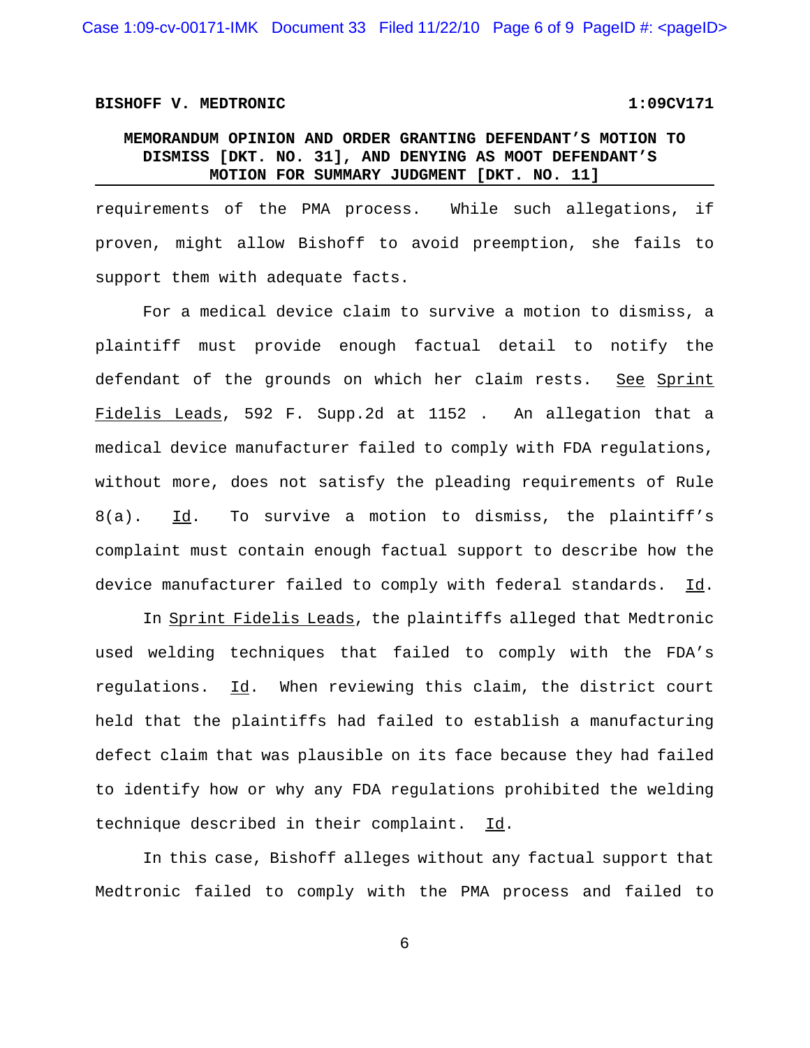requirements of the PMA process. While such allegations, if proven, might allow Bishoff to avoid preemption, she fails to support them with adequate facts.

For a medical device claim to survive a motion to dismiss, a plaintiff must provide enough factual detail to notify the defendant of the grounds on which her claim rests. See Sprint Fidelis Leads, 592 F. Supp.2d at 1152 . An allegation that a medical device manufacturer failed to comply with FDA regulations, without more, does not satisfy the pleading requirements of Rule 8(a). Id. To survive a motion to dismiss, the plaintiff's complaint must contain enough factual support to describe how the device manufacturer failed to comply with federal standards. Id.

In Sprint Fidelis Leads, the plaintiffs alleged that Medtronic used welding techniques that failed to comply with the FDA's regulations. Id. When reviewing this claim, the district court held that the plaintiffs had failed to establish a manufacturing defect claim that was plausible on its face because they had failed to identify how or why any FDA regulations prohibited the welding technique described in their complaint. Id.

In this case, Bishoff alleges without any factual support that Medtronic failed to comply with the PMA process and failed to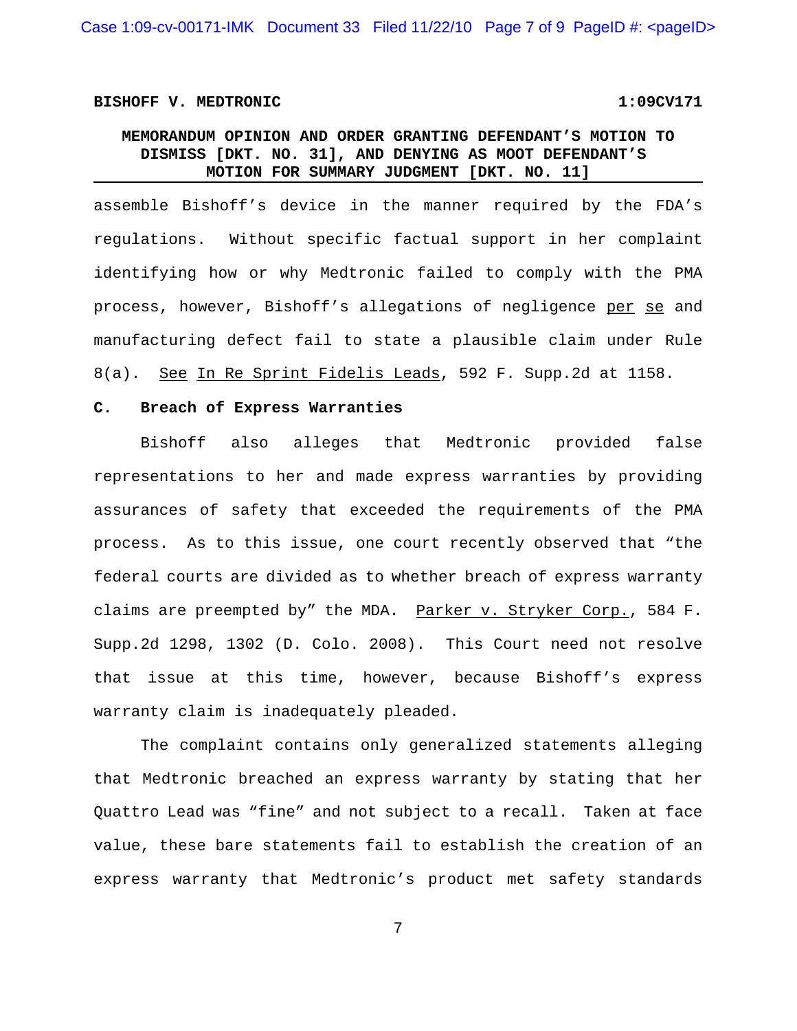assemble Bishoff's device in the manner required by the FDA's regulations. Without specific factual support in her complaint identifying how or why Medtronic failed to comply with the PMA process, however, Bishoff's allegations of negligence per se and manufacturing defect fail to state a plausible claim under Rule 8(a). See In Re Sprint Fidelis Leads, 592 F. Supp.2d at 1158.

**C. Breach of Express Warranties**

Bishoff also alleges that Medtronic provided false representations to her and made express warranties by providing assurances of safety that exceeded the requirements of the PMA process. As to this issue, one court recently observed that "the federal courts are divided as to whether breach of express warranty claims are preempted by" the MDA. Parker v. Stryker Corp., 584 F. Supp.2d 1298, 1302 (D. Colo. 2008). This Court need not resolve that issue at this time, however, because Bishoff's express warranty claim is inadequately pleaded.

The complaint contains only generalized statements alleging that Medtronic breached an express warranty by stating that her Quattro Lead was "fine" and not subject to a recall. Taken at face value, these bare statements fail to establish the creation of an express warranty that Medtronic's product met safety standards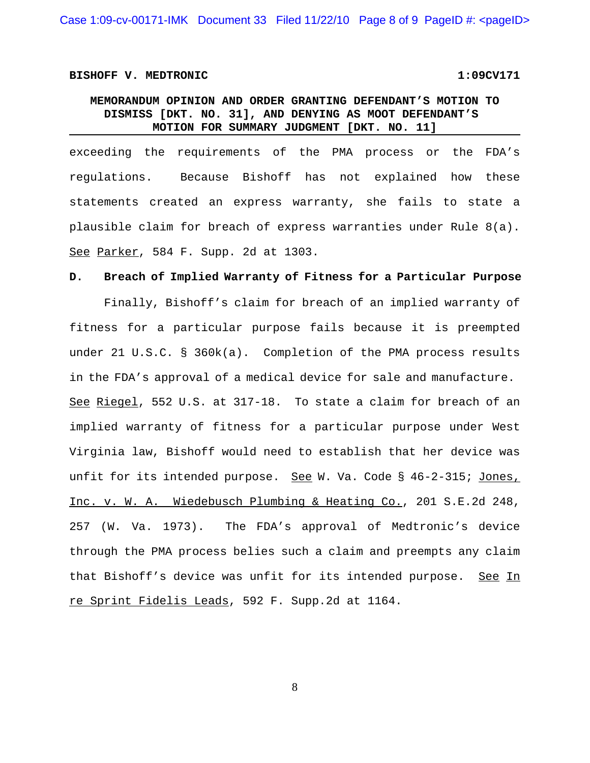exceeding the requirements of the PMA process or the FDA's regulations. Because Bishoff has not explained how these statements created an express warranty, she fails to state a plausible claim for breach of express warranties under Rule 8(a). See Parker, 584 F. Supp. 2d at 1303.

**D. Breach of Implied Warranty of Fitness for a Particular Purpose**

Finally, Bishoff's claim for breach of an implied warranty of fitness for a particular purpose fails because it is preempted under 21 U.S.C. § 360k(a). Completion of the PMA process results in the FDA's approval of a medical device for sale and manufacture. See Riegel, 552 U.S. at 317-18. To state a claim for breach of an implied warranty of fitness for a particular purpose under West Virginia law, Bishoff would need to establish that her device was unfit for its intended purpose. See W. Va. Code § 46-2-315; Jones, Inc. v. W. A. Wiedebusch Plumbing & Heating Co., 201 S.E.2d 248, 257 (W. Va. 1973). The FDA's approval of Medtronic's device through the PMA process belies such a claim and preempts any claim that Bishoff's device was unfit for its intended purpose. See In re Sprint Fidelis Leads, 592 F. Supp.2d at 1164.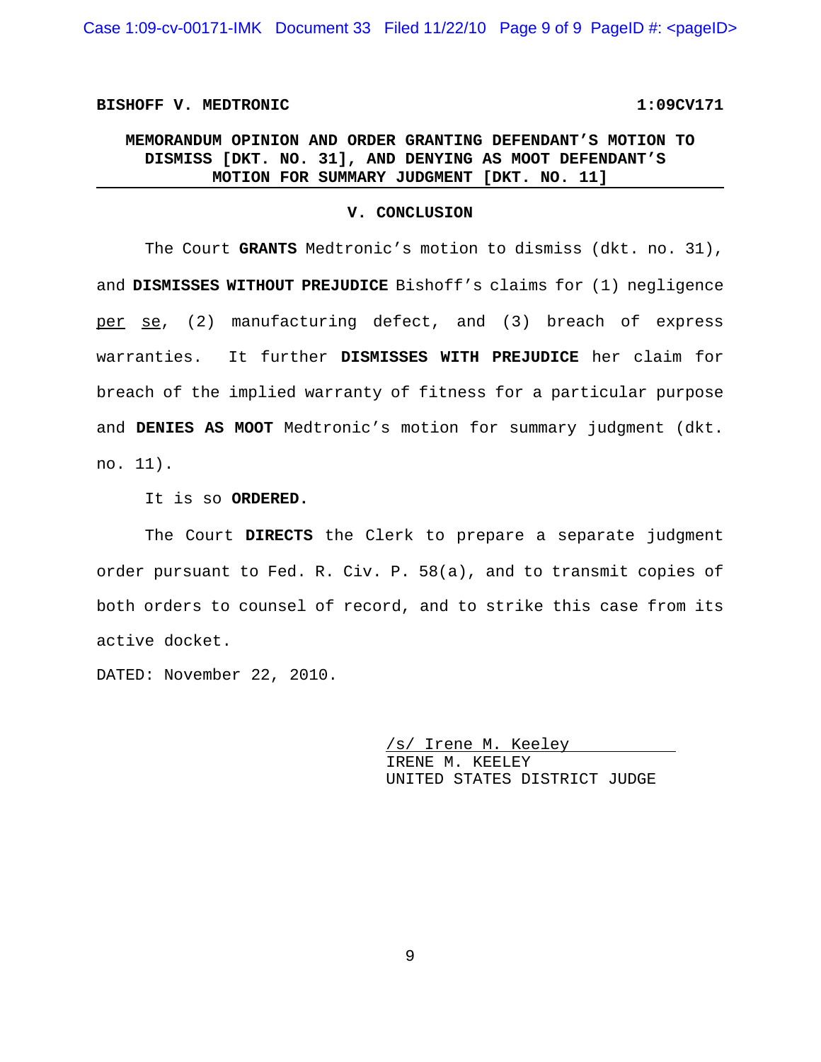## V. CONCLUSION

The Court **GRANTS** Medtronic's motion to dismiss (dkt. no. 31), and **DISMISSES WITHOUT PREJUDICE** Bishoff's claims for (1) negligence per se, (2) manufacturing defect, and (3) breach of express warranties. It further **DISMISSES WITH PREJUDICE** her claim for breach of the implied warranty of fitness for a particular purpose and **DENIES AS MOOT** Medtronic's motion for summary judgment (dkt. no. 11).

It is so **ORDERED.**

The Court **DIRECTS** the Clerk to prepare a separate judgment order pursuant to Fed. R. Civ. P. 58(a), and to transmit copies of both orders to counsel of record, and to strike this case from its active docket.

DATED: November 22, 2010.

/s/ Irene M. Keeley
IRENE M. KEELEY
UNITED STATES DISTRICT JUDGE